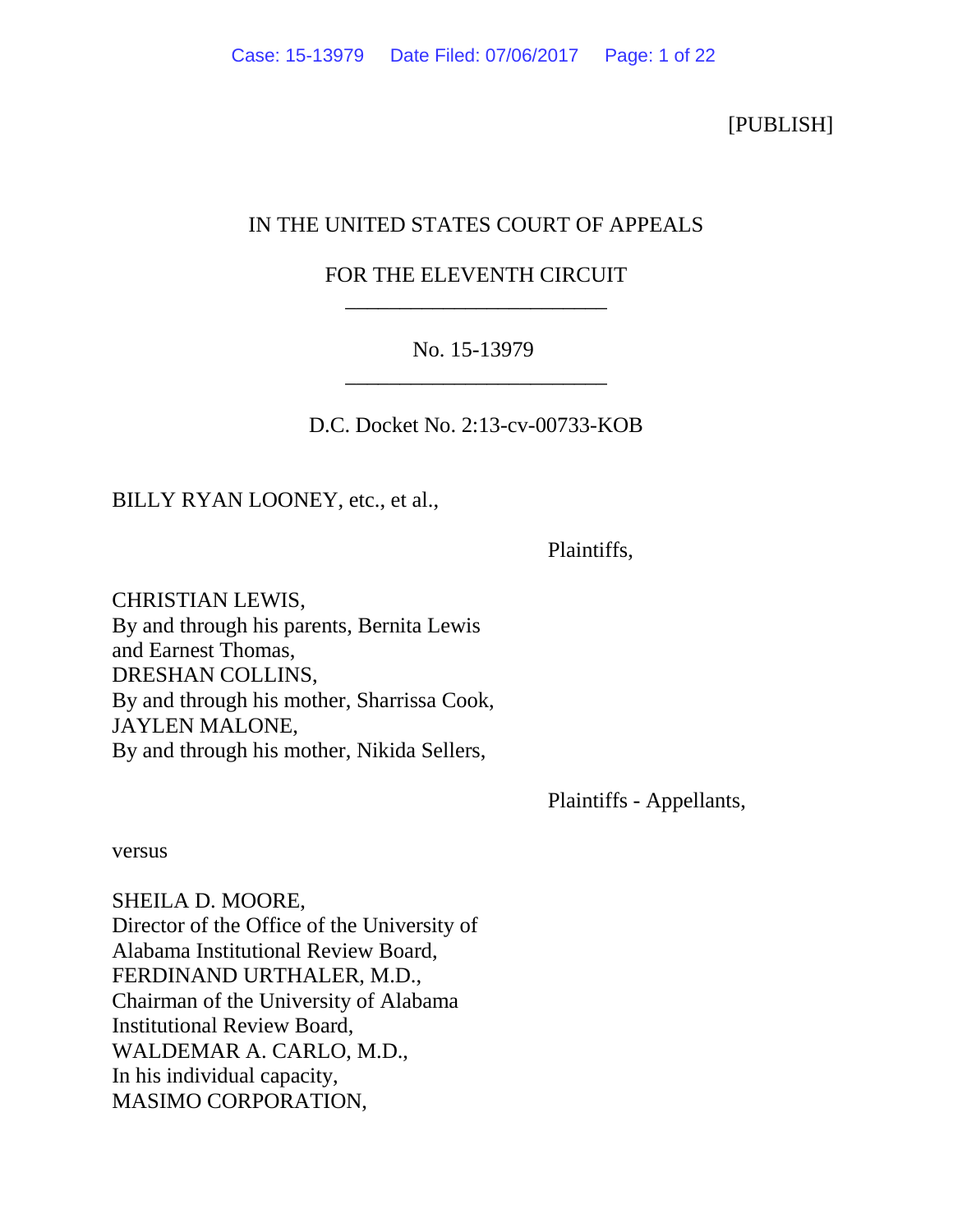[PUBLISH]

IN THE UNITED STATES COURT OF APPEALS

FOR THE ELEVENTH CIRCUIT

---

No. 15-13979

---

D.C. Docket No. 2:13-cv-00733-KOB

BILLY RYAN LOONEY, etc., et al.,

Plaintiffs,

CHRISTIAN LEWIS,
By and through his parents, Bernita Lewis and Earnest Thomas,
DRESHAN COLLINS,
By and through his mother, Sharrissa Cook,
JAYLEN MALONE,
By and through his mother, Nikida Sellers,

Plaintiffs - Appellants,

versus

SHEILA D. MOORE,
Director of the Office of the University of Alabama Institutional Review Board,
FERDINAND URTHALER, M.D.,
Chairman of the University of Alabama Institutional Review Board,
WALDEMAR A. CARLO, M.D.,
In his individual capacity,
MASIMO CORPORATION,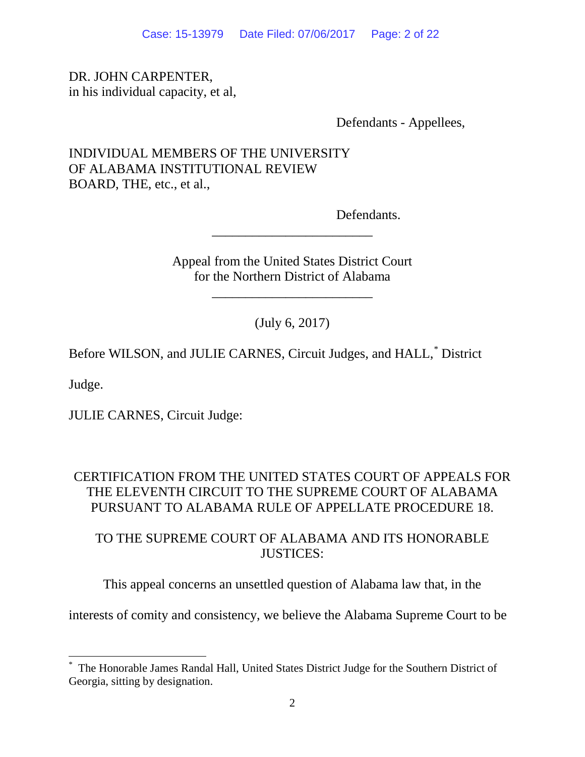DR. JOHN CARPENTER,
in his individual capacity, et al,

Defendants - Appellees,

INDIVIDUAL MEMBERS OF THE UNIVERSITY
OF ALABAMA INSTITUTIONAL REVIEW
BOARD, THE, etc., et al.,

Defendants.

---

Appeal from the United States District Court
for the Northern District of Alabama

---

(July 6, 2017)

Before WILSON, and JULIE CARNES, Circuit Judges, and HALL,* District Judge.

JULIE CARNES, Circuit Judge:

CERTIFICATION FROM THE UNITED STATES COURT OF APPEALS FOR THE ELEVENTH CIRCUIT TO THE SUPREME COURT OF ALABAMA PURSUANT TO ALABAMA RULE OF APPELLATE PROCEDURE 18.

TO THE SUPREME COURT OF ALABAMA AND ITS HONORABLE JUSTICES:

This appeal concerns an unsettled question of Alabama law that, in the interests of comity and consistency, we believe the Alabama Supreme Court to be

---

* The Honorable James Randal Hall, United States District Judge for the Southern District of Georgia, sitting by designation.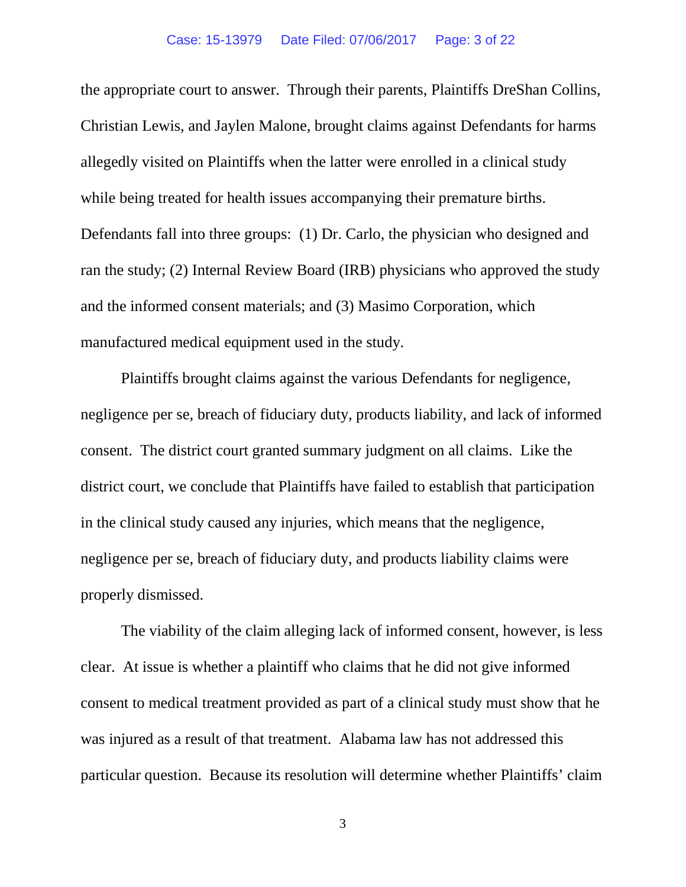the appropriate court to answer. Through their parents, Plaintiffs DreShan Collins, Christian Lewis, and Jaylen Malone, brought claims against Defendants for harms allegedly visited on Plaintiffs when the latter were enrolled in a clinical study while being treated for health issues accompanying their premature births. Defendants fall into three groups: (1) Dr. Carlo, the physician who designed and ran the study; (2) Internal Review Board (IRB) physicians who approved the study and the informed consent materials; and (3) Masimo Corporation, which manufactured medical equipment used in the study.

Plaintiffs brought claims against the various Defendants for negligence, negligence per se, breach of fiduciary duty, products liability, and lack of informed consent. The district court granted summary judgment on all claims. Like the district court, we conclude that Plaintiffs have failed to establish that participation in the clinical study caused any injuries, which means that the negligence, negligence per se, breach of fiduciary duty, and products liability claims were properly dismissed.

The viability of the claim alleging lack of informed consent, however, is less clear. At issue is whether a plaintiff who claims that he did not give informed consent to medical treatment provided as part of a clinical study must show that he was injured as a result of that treatment. Alabama law has not addressed this particular question. Because its resolution will determine whether Plaintiffs' claim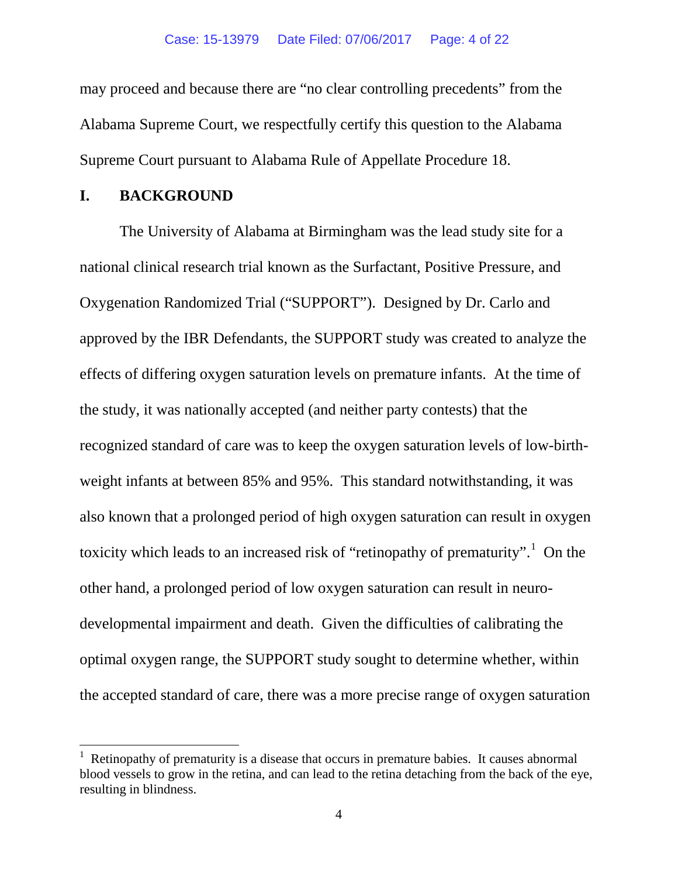may proceed and because there are "no clear controlling precedents" from the Alabama Supreme Court, we respectfully certify this question to the Alabama Supreme Court pursuant to Alabama Rule of Appellate Procedure 18.

## I. BACKGROUND

The University of Alabama at Birmingham was the lead study site for a national clinical research trial known as the Surfactant, Positive Pressure, and Oxygenation Randomized Trial ("SUPPORT"). Designed by Dr. Carlo and approved by the IBR Defendants, the SUPPORT study was created to analyze the effects of differing oxygen saturation levels on premature infants. At the time of the study, it was nationally accepted (and neither party contests) that the recognized standard of care was to keep the oxygen saturation levels of low-birth-weight infants at between 85% and 95%. This standard notwithstanding, it was also known that a prolonged period of high oxygen saturation can result in oxygen toxicity which leads to an increased risk of "retinopathy of prematurity".[1] On the other hand, a prolonged period of low oxygen saturation can result in neuro-developmental impairment and death. Given the difficulties of calibrating the optimal oxygen range, the SUPPORT study sought to determine whether, within the accepted standard of care, there was a more precise range of oxygen saturation

[1] Retinopathy of prematurity is a disease that occurs in premature babies. It causes abnormal blood vessels to grow in the retina, and can lead to the retina detaching from the back of the eye, resulting in blindness.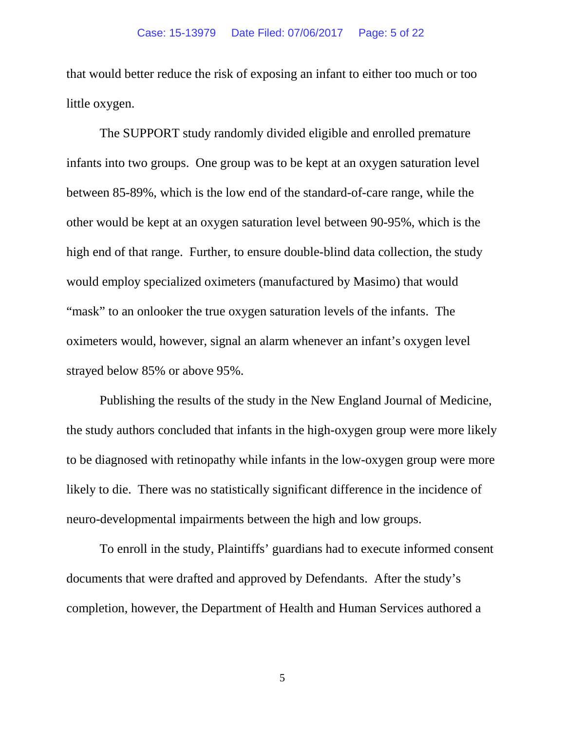that would better reduce the risk of exposing an infant to either too much or too little oxygen.

The SUPPORT study randomly divided eligible and enrolled premature infants into two groups. One group was to be kept at an oxygen saturation level between 85-89%, which is the low end of the standard-of-care range, while the other would be kept at an oxygen saturation level between 90-95%, which is the high end of that range. Further, to ensure double-blind data collection, the study would employ specialized oximeters (manufactured by Masimo) that would "mask" to an onlooker the true oxygen saturation levels of the infants. The oximeters would, however, signal an alarm whenever an infant's oxygen level strayed below 85% or above 95%.

Publishing the results of the study in the New England Journal of Medicine, the study authors concluded that infants in the high-oxygen group were more likely to be diagnosed with retinopathy while infants in the low-oxygen group were more likely to die. There was no statistically significant difference in the incidence of neuro-developmental impairments between the high and low groups.

To enroll in the study, Plaintiffs' guardians had to execute informed consent documents that were drafted and approved by Defendants. After the study's completion, however, the Department of Health and Human Services authored a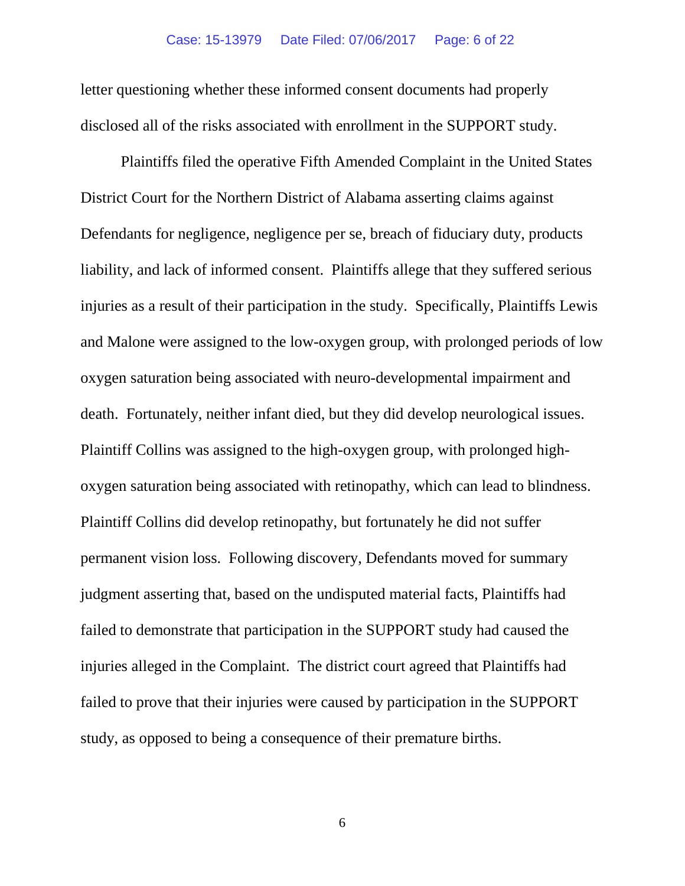letter questioning whether these informed consent documents had properly disclosed all of the risks associated with enrollment in the SUPPORT study.

Plaintiffs filed the operative Fifth Amended Complaint in the United States District Court for the Northern District of Alabama asserting claims against Defendants for negligence, negligence per se, breach of fiduciary duty, products liability, and lack of informed consent. Plaintiffs allege that they suffered serious injuries as a result of their participation in the study. Specifically, Plaintiffs Lewis and Malone were assigned to the low-oxygen group, with prolonged periods of low oxygen saturation being associated with neuro-developmental impairment and death. Fortunately, neither infant died, but they did develop neurological issues. Plaintiff Collins was assigned to the high-oxygen group, with prolonged high-oxygen saturation being associated with retinopathy, which can lead to blindness. Plaintiff Collins did develop retinopathy, but fortunately he did not suffer permanent vision loss. Following discovery, Defendants moved for summary judgment asserting that, based on the undisputed material facts, Plaintiffs had failed to demonstrate that participation in the SUPPORT study had caused the injuries alleged in the Complaint. The district court agreed that Plaintiffs had failed to prove that their injuries were caused by participation in the SUPPORT study, as opposed to being a consequence of their premature births.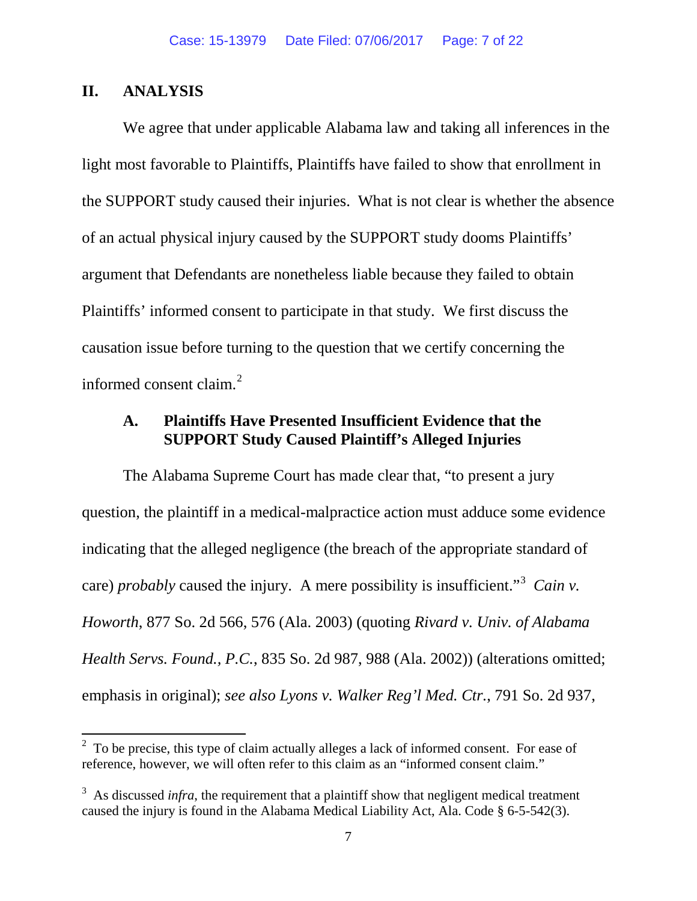## II. ANALYSIS

We agree that under applicable Alabama law and taking all inferences in the light most favorable to Plaintiffs, Plaintiffs have failed to show that enrollment in the SUPPORT study caused their injuries. What is not clear is whether the absence of an actual physical injury caused by the SUPPORT study dooms Plaintiffs' argument that Defendants are nonetheless liable because they failed to obtain Plaintiffs' informed consent to participate in that study. We first discuss the causation issue before turning to the question that we certify concerning the informed consent claim.[2]

### A. Plaintiffs Have Presented Insufficient Evidence that the SUPPORT Study Caused Plaintiff's Alleged Injuries

The Alabama Supreme Court has made clear that, "to present a jury question, the plaintiff in a medical-malpractice action must adduce some evidence indicating that the alleged negligence (the breach of the appropriate standard of care) *probably* caused the injury. A mere possibility is insufficient."[3] *Cain v. Howorth*, 877 So. 2d 566, 576 (Ala. 2003) (quoting *Rivard v. Univ. of Alabama Health Servs. Found., P.C.*, 835 So. 2d 987, 988 (Ala. 2002)) (alterations omitted; emphasis in original); *see also Lyons v. Walker Reg'l Med. Ctr.*, 791 So. 2d 937,

---

[2] To be precise, this type of claim actually alleges a lack of informed consent. For ease of reference, however, we will often refer to this claim as an "informed consent claim."

[3] As discussed *infra*, the requirement that a plaintiff show that negligent medical treatment caused the injury is found in the Alabama Medical Liability Act, Ala. Code § 6-5-542(3).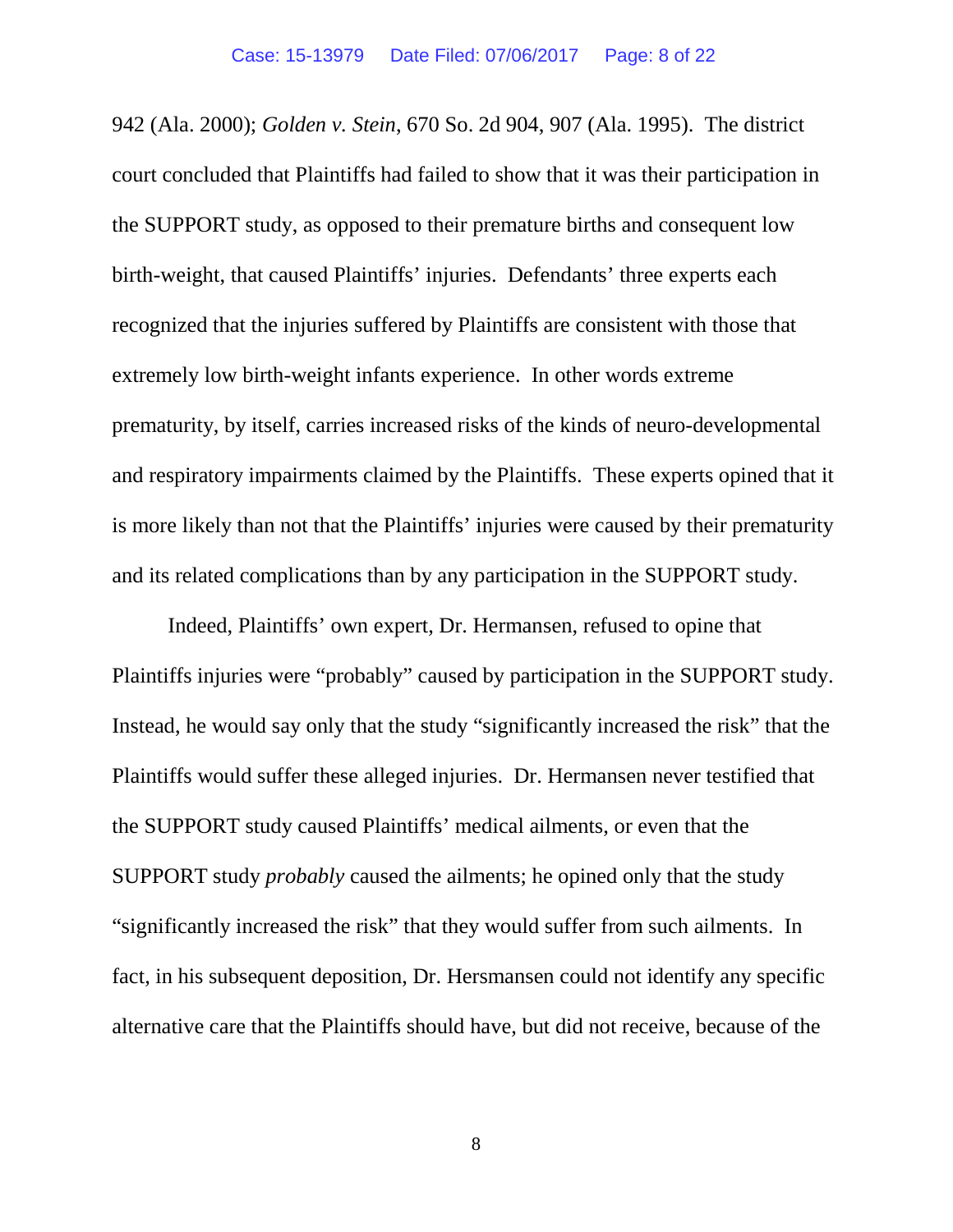942 (Ala. 2000); *Golden v. Stein*, 670 So. 2d 904, 907 (Ala. 1995). The district court concluded that Plaintiffs had failed to show that it was their participation in the SUPPORT study, as opposed to their premature births and consequent low birth-weight, that caused Plaintiffs' injuries. Defendants' three experts each recognized that the injuries suffered by Plaintiffs are consistent with those that extremely low birth-weight infants experience. In other words extreme prematurity, by itself, carries increased risks of the kinds of neuro-developmental and respiratory impairments claimed by the Plaintiffs. These experts opined that it is more likely than not that the Plaintiffs' injuries were caused by their prematurity and its related complications than by any participation in the SUPPORT study.

Indeed, Plaintiffs' own expert, Dr. Hermansen, refused to opine that Plaintiffs injuries were "probably" caused by participation in the SUPPORT study. Instead, he would say only that the study "significantly increased the risk" that the Plaintiffs would suffer these alleged injuries. Dr. Hermansen never testified that the SUPPORT study caused Plaintiffs' medical ailments, or even that the SUPPORT study *probably* caused the ailments; he opined only that the study "significantly increased the risk" that they would suffer from such ailments. In fact, in his subsequent deposition, Dr. Hersmansen could not identify any specific alternative care that the Plaintiffs should have, but did not receive, because of the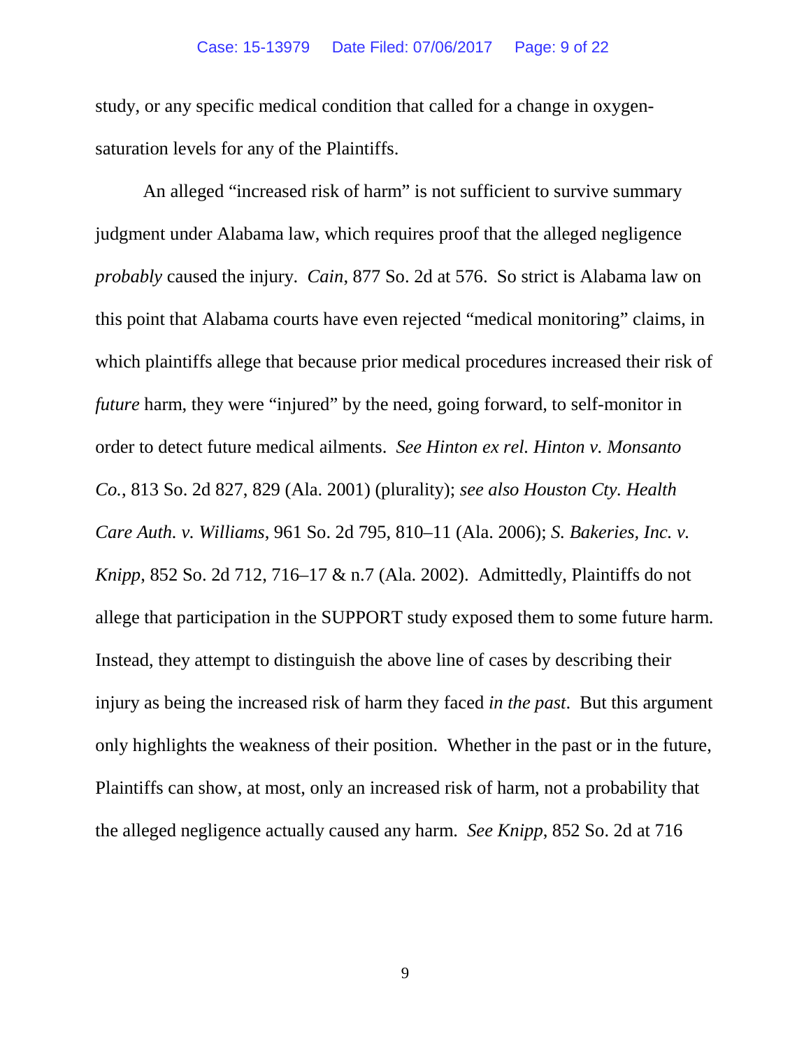study, or any specific medical condition that called for a change in oxygen-saturation levels for any of the Plaintiffs.

An alleged "increased risk of harm" is not sufficient to survive summary judgment under Alabama law, which requires proof that the alleged negligence *probably* caused the injury. *Cain*, 877 So. 2d at 576. So strict is Alabama law on this point that Alabama courts have even rejected "medical monitoring" claims, in which plaintiffs allege that because prior medical procedures increased their risk of *future* harm, they were "injured" by the need, going forward, to self-monitor in order to detect future medical ailments. *See Hinton ex rel. Hinton v. Monsanto Co.*, 813 So. 2d 827, 829 (Ala. 2001) (plurality); *see also Houston Cty. Health Care Auth. v. Williams*, 961 So. 2d 795, 810–11 (Ala. 2006); *S. Bakeries, Inc. v. Knipp*, 852 So. 2d 712, 716–17 & n.7 (Ala. 2002). Admittedly, Plaintiffs do not allege that participation in the SUPPORT study exposed them to some future harm. Instead, they attempt to distinguish the above line of cases by describing their injury as being the increased risk of harm they faced *in the past*. But this argument only highlights the weakness of their position. Whether in the past or in the future, Plaintiffs can show, at most, only an increased risk of harm, not a probability that the alleged negligence actually caused any harm. *See Knipp*, 852 So. 2d at 716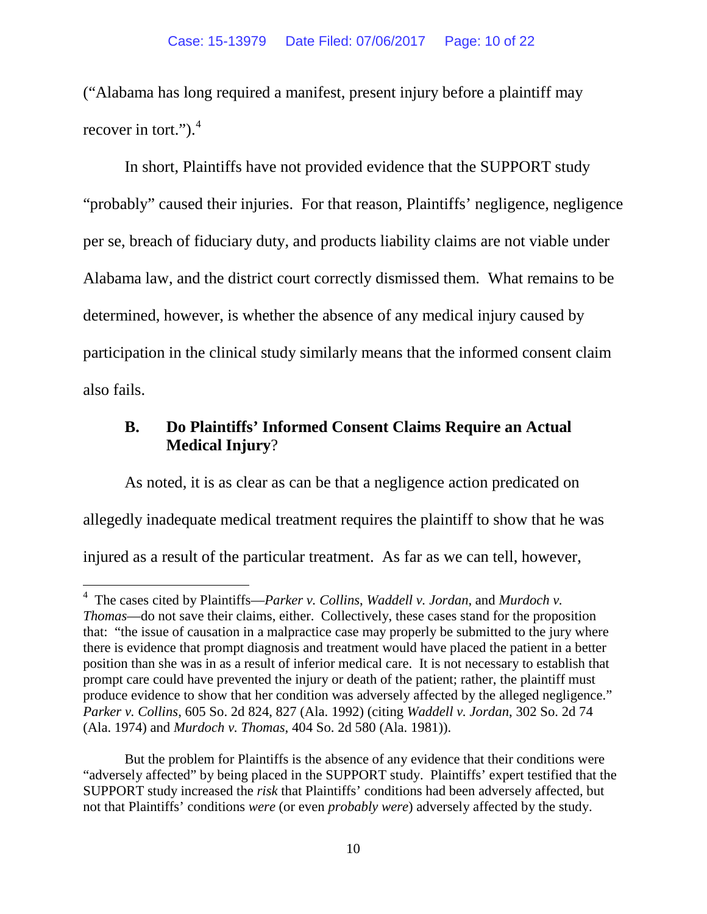("Alabama has long required a manifest, present injury before a plaintiff may recover in tort.").[4]

In short, Plaintiffs have not provided evidence that the SUPPORT study "probably" caused their injuries. For that reason, Plaintiffs' negligence, negligence per se, breach of fiduciary duty, and products liability claims are not viable under Alabama law, and the district court correctly dismissed them. What remains to be determined, however, is whether the absence of any medical injury caused by participation in the clinical study similarly means that the informed consent claim also fails.

### B. Do Plaintiffs' Informed Consent Claims Require an Actual Medical Injury?

As noted, it is as clear as can be that a negligence action predicated on allegedly inadequate medical treatment requires the plaintiff to show that he was injured as a result of the particular treatment. As far as we can tell, however,

---

[4] The cases cited by Plaintiffs—*Parker v. Collins*, *Waddell v. Jordan*, and *Murdoch v. Thomas*—do not save their claims, either. Collectively, these cases stand for the proposition that: "the issue of causation in a malpractice case may properly be submitted to the jury where there is evidence that prompt diagnosis and treatment would have placed the patient in a better position than she was in as a result of inferior medical care. It is not necessary to establish that prompt care could have prevented the injury or death of the patient; rather, the plaintiff must produce evidence to show that her condition was adversely affected by the alleged negligence." *Parker v. Collins*, 605 So. 2d 824, 827 (Ala. 1992) (citing *Waddell v. Jordan*, 302 So. 2d 74 (Ala. 1974) and *Murdoch v. Thomas*, 404 So. 2d 580 (Ala. 1981)).

But the problem for Plaintiffs is the absence of any evidence that their conditions were "adversely affected" by being placed in the SUPPORT study. Plaintiffs' expert testified that the SUPPORT study increased the *risk* that Plaintiffs' conditions had been adversely affected, but not that Plaintiffs' conditions *were* (or even *probably were*) adversely affected by the study.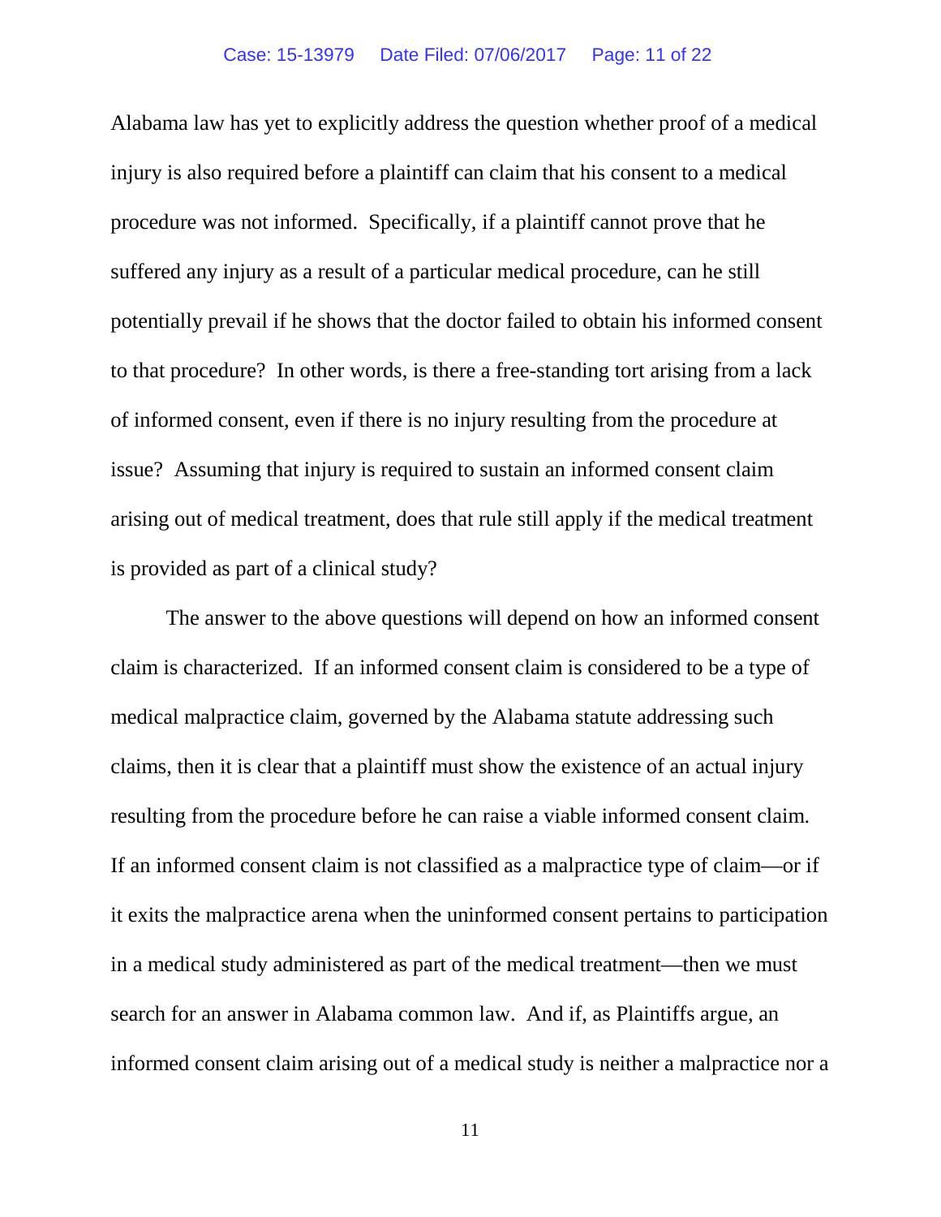Alabama law has yet to explicitly address the question whether proof of a medical injury is also required before a plaintiff can claim that his consent to a medical procedure was not informed. Specifically, if a plaintiff cannot prove that he suffered any injury as a result of a particular medical procedure, can he still potentially prevail if he shows that the doctor failed to obtain his informed consent to that procedure? In other words, is there a free-standing tort arising from a lack of informed consent, even if there is no injury resulting from the procedure at issue? Assuming that injury is required to sustain an informed consent claim arising out of medical treatment, does that rule still apply if the medical treatment is provided as part of a clinical study?

The answer to the above questions will depend on how an informed consent claim is characterized. If an informed consent claim is considered to be a type of medical malpractice claim, governed by the Alabama statute addressing such claims, then it is clear that a plaintiff must show the existence of an actual injury resulting from the procedure before he can raise a viable informed consent claim. If an informed consent claim is not classified as a malpractice type of claim—or if it exits the malpractice arena when the uninformed consent pertains to participation in a medical study administered as part of the medical treatment—then we must search for an answer in Alabama common law. And if, as Plaintiffs argue, an informed consent claim arising out of a medical study is neither a malpractice nor a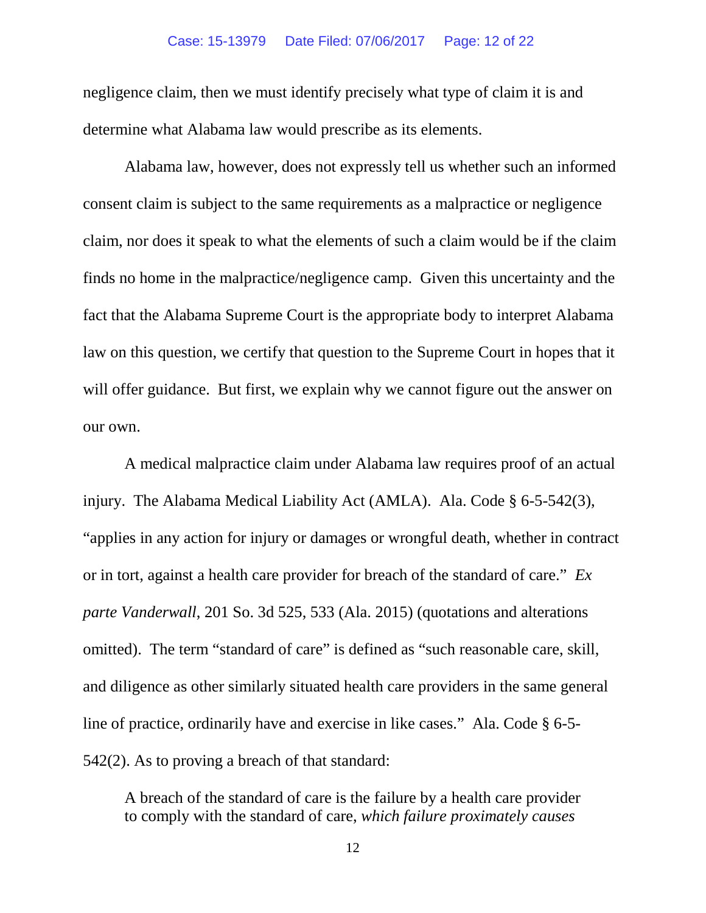negligence claim, then we must identify precisely what type of claim it is and determine what Alabama law would prescribe as its elements.

Alabama law, however, does not expressly tell us whether such an informed consent claim is subject to the same requirements as a malpractice or negligence claim, nor does it speak to what the elements of such a claim would be if the claim finds no home in the malpractice/negligence camp. Given this uncertainty and the fact that the Alabama Supreme Court is the appropriate body to interpret Alabama law on this question, we certify that question to the Supreme Court in hopes that it will offer guidance. But first, we explain why we cannot figure out the answer on our own.

A medical malpractice claim under Alabama law requires proof of an actual injury. The Alabama Medical Liability Act (AMLA). Ala. Code § 6-5-542(3), "applies in any action for injury or damages or wrongful death, whether in contract or in tort, against a health care provider for breach of the standard of care." *Ex parte Vanderwall*, 201 So. 3d 525, 533 (Ala. 2015) (quotations and alterations omitted). The term "standard of care" is defined as "such reasonable care, skill, and diligence as other similarly situated health care providers in the same general line of practice, ordinarily have and exercise in like cases." Ala. Code § 6-5-542(2). As to proving a breach of that standard:

> A breach of the standard of care is the failure by a health care provider to comply with the standard of care, *which failure proximately causes*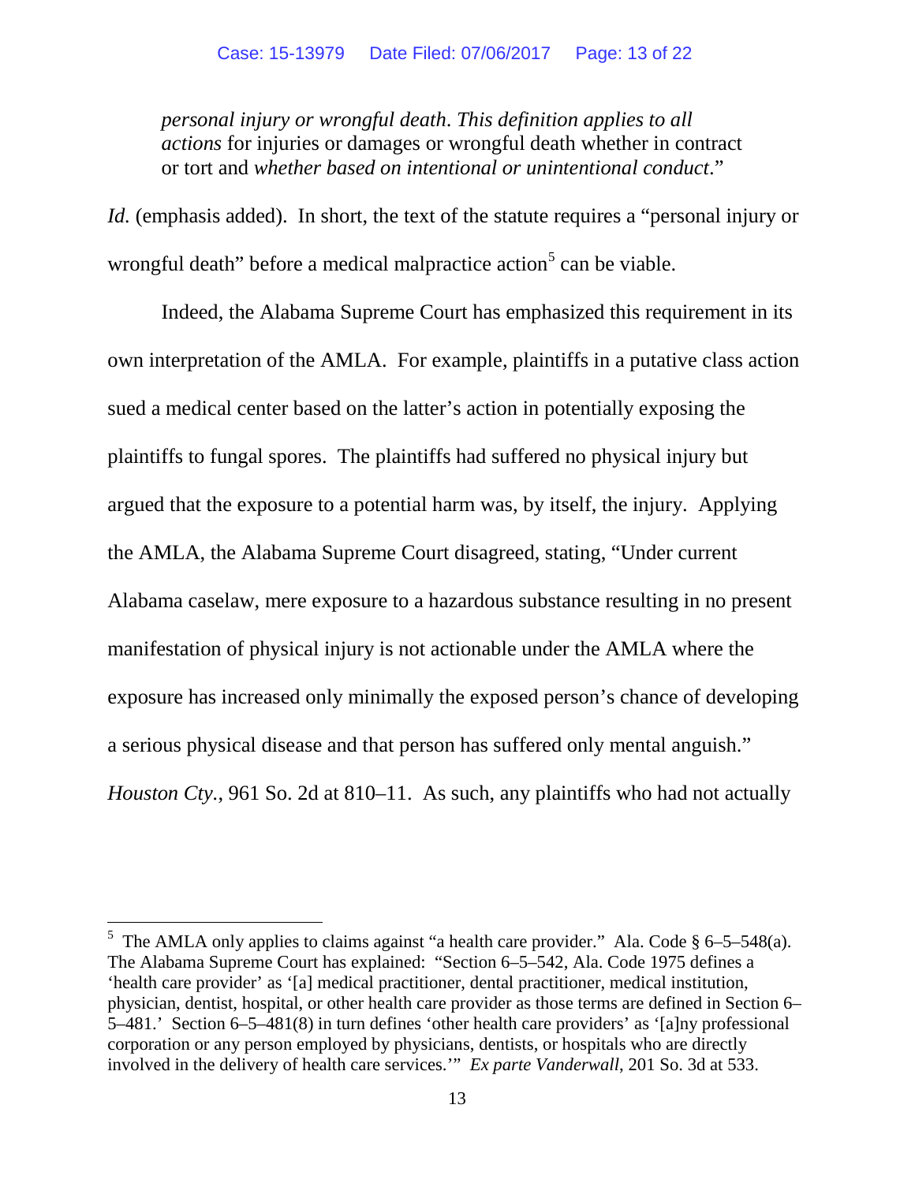> *personal injury or wrongful death*. *This definition applies to all actions* for injuries or damages or wrongful death whether in contract or tort and *whether based on intentional or unintentional conduct*."

*Id.* (emphasis added). In short, the text of the statute requires a "personal injury or wrongful death" before a medical malpractice action[5] can be viable.

Indeed, the Alabama Supreme Court has emphasized this requirement in its own interpretation of the AMLA. For example, plaintiffs in a putative class action sued a medical center based on the latter's action in potentially exposing the plaintiffs to fungal spores. The plaintiffs had suffered no physical injury but argued that the exposure to a potential harm was, by itself, the injury. Applying the AMLA, the Alabama Supreme Court disagreed, stating, "Under current Alabama caselaw, mere exposure to a hazardous substance resulting in no present manifestation of physical injury is not actionable under the AMLA where the exposure has increased only minimally the exposed person's chance of developing a serious physical disease and that person has suffered only mental anguish." *Houston Cty.*, 961 So. 2d at 810–11. As such, any plaintiffs who had not actually

---

[5] The AMLA only applies to claims against "a health care provider." Ala. Code § 6–5–548(a). The Alabama Supreme Court has explained: "Section 6–5–542, Ala. Code 1975 defines a 'health care provider' as '[a] medical practitioner, dental practitioner, medical institution, physician, dentist, hospital, or other health care provider as those terms are defined in Section 6–5–481.' Section 6–5–481(8) in turn defines 'other health care providers' as '[a]ny professional corporation or any person employed by physicians, dentists, or hospitals who are directly involved in the delivery of health care services.'" *Ex parte Vanderwall*, 201 So. 3d at 533.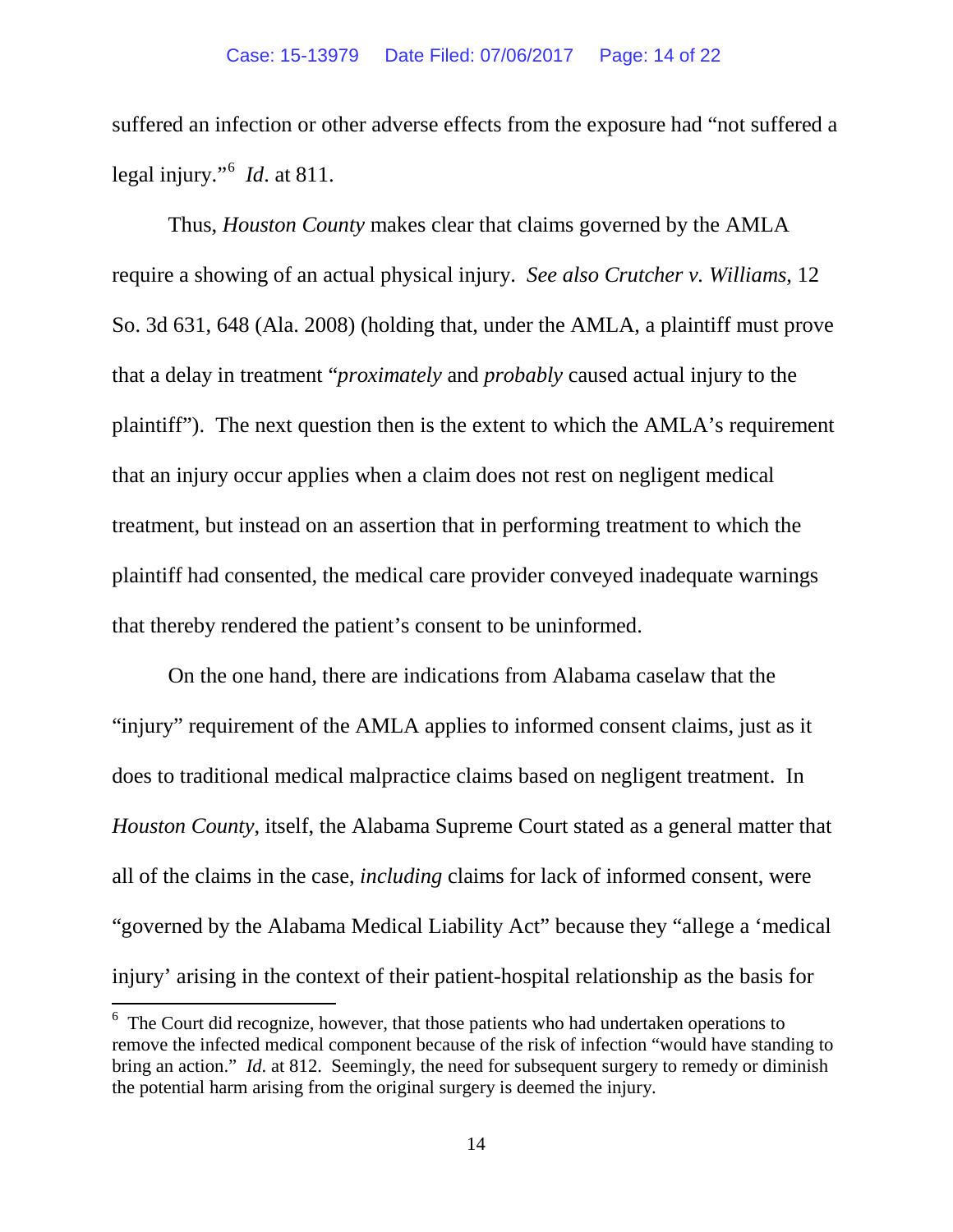suffered an infection or other adverse effects from the exposure had "not suffered a legal injury."[6] *Id*. at 811.

Thus, *Houston County* makes clear that claims governed by the AMLA require a showing of an actual physical injury. *See also Crutcher v. Williams*, 12 So. 3d 631, 648 (Ala. 2008) (holding that, under the AMLA, a plaintiff must prove that a delay in treatment "*proximately* and *probably* caused actual injury to the plaintiff"). The next question then is the extent to which the AMLA's requirement that an injury occur applies when a claim does not rest on negligent medical treatment, but instead on an assertion that in performing treatment to which the plaintiff had consented, the medical care provider conveyed inadequate warnings that thereby rendered the patient's consent to be uninformed.

On the one hand, there are indications from Alabama caselaw that the "injury" requirement of the AMLA applies to informed consent claims, just as it does to traditional medical malpractice claims based on negligent treatment. In *Houston County*, itself, the Alabama Supreme Court stated as a general matter that all of the claims in the case, *including* claims for lack of informed consent, were "governed by the Alabama Medical Liability Act" because they "allege a 'medical injury' arising in the context of their patient-hospital relationship as the basis for

---

[6] The Court did recognize, however, that those patients who had undertaken operations to remove the infected medical component because of the risk of infection "would have standing to bring an action." *Id*. at 812. Seemingly, the need for subsequent surgery to remedy or diminish the potential harm arising from the original surgery is deemed the injury.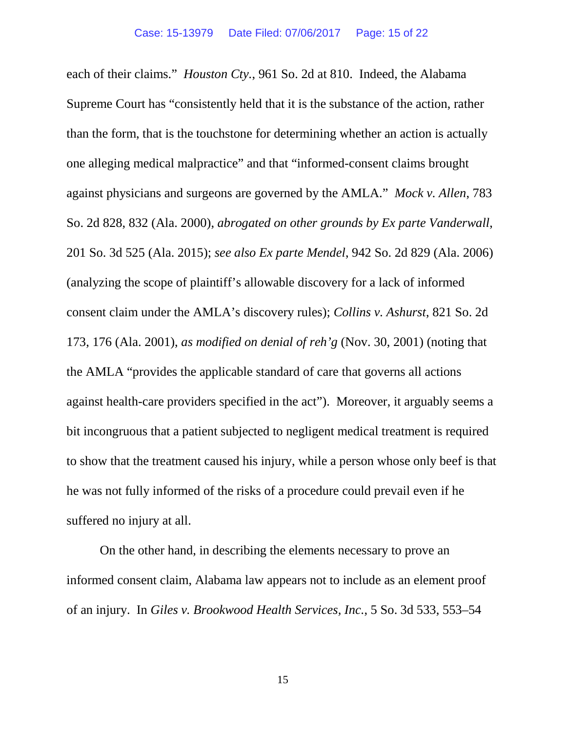each of their claims." *Houston Cty.*, 961 So. 2d at 810. Indeed, the Alabama Supreme Court has "consistently held that it is the substance of the action, rather than the form, that is the touchstone for determining whether an action is actually one alleging medical malpractice" and that "informed-consent claims brought against physicians and surgeons are governed by the AMLA." *Mock v. Allen*, 783 So. 2d 828, 832 (Ala. 2000), *abrogated on other grounds by Ex parte Vanderwall*, 201 So. 3d 525 (Ala. 2015); *see also Ex parte Mendel*, 942 So. 2d 829 (Ala. 2006) (analyzing the scope of plaintiff's allowable discovery for a lack of informed consent claim under the AMLA's discovery rules); *Collins v. Ashurst*, 821 So. 2d 173, 176 (Ala. 2001), *as modified on denial of reh'g* (Nov. 30, 2001) (noting that the AMLA "provides the applicable standard of care that governs all actions against health-care providers specified in the act"). Moreover, it arguably seems a bit incongruous that a patient subjected to negligent medical treatment is required to show that the treatment caused his injury, while a person whose only beef is that he was not fully informed of the risks of a procedure could prevail even if he suffered no injury at all.

On the other hand, in describing the elements necessary to prove an informed consent claim, Alabama law appears not to include as an element proof of an injury. In *Giles v. Brookwood Health Services, Inc.*, 5 So. 3d 533, 553–54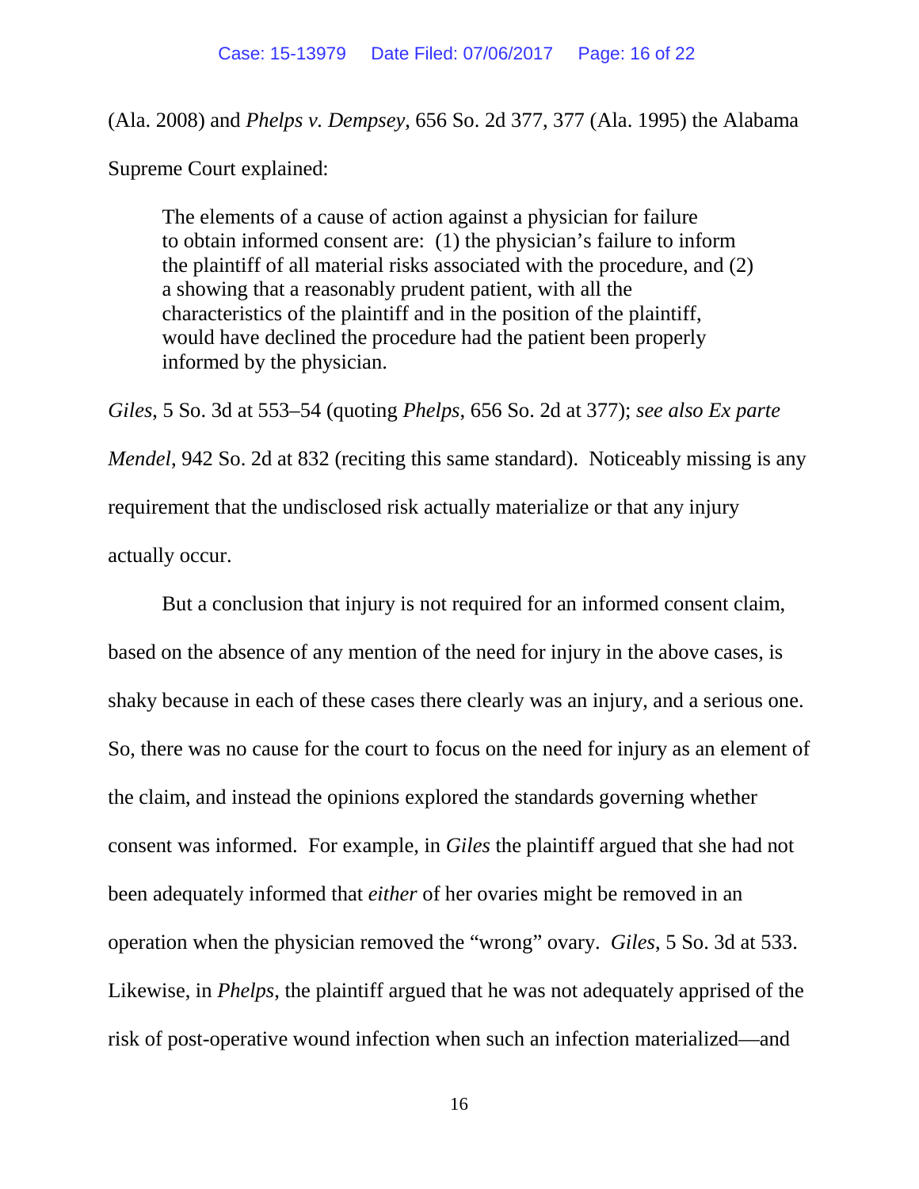(Ala. 2008) and *Phelps v. Dempsey*, 656 So. 2d 377, 377 (Ala. 1995) the Alabama Supreme Court explained:

> The elements of a cause of action against a physician for failure to obtain informed consent are: (1) the physician's failure to inform the plaintiff of all material risks associated with the procedure, and (2) a showing that a reasonably prudent patient, with all the characteristics of the plaintiff and in the position of the plaintiff, would have declined the procedure had the patient been properly informed by the physician.

*Giles*, 5 So. 3d at 553–54 (quoting *Phelps*, 656 So. 2d at 377); *see also Ex parte Mendel*, 942 So. 2d at 832 (reciting this same standard). Noticeably missing is any requirement that the undisclosed risk actually materialize or that any injury actually occur.

But a conclusion that injury is not required for an informed consent claim, based on the absence of any mention of the need for injury in the above cases, is shaky because in each of these cases there clearly was an injury, and a serious one. So, there was no cause for the court to focus on the need for injury as an element of the claim, and instead the opinions explored the standards governing whether consent was informed. For example, in *Giles* the plaintiff argued that she had not been adequately informed that *either* of her ovaries might be removed in an operation when the physician removed the "wrong" ovary. *Giles*, 5 So. 3d at 533. Likewise, in *Phelps*, the plaintiff argued that he was not adequately apprised of the risk of post-operative wound infection when such an infection materialized—and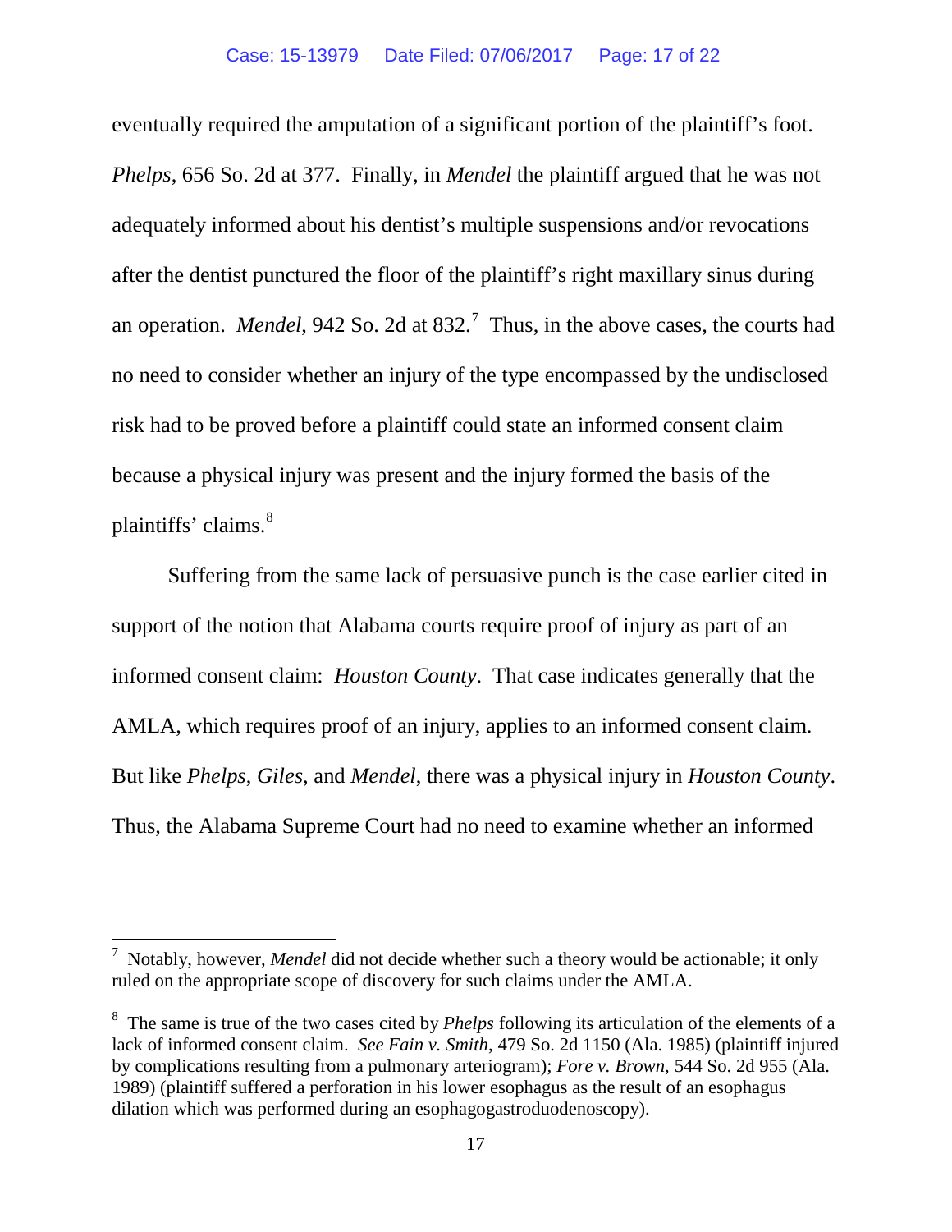eventually required the amputation of a significant portion of the plaintiff's foot. *Phelps*, 656 So. 2d at 377. Finally, in *Mendel* the plaintiff argued that he was not adequately informed about his dentist's multiple suspensions and/or revocations after the dentist punctured the floor of the plaintiff's right maxillary sinus during an operation. *Mendel*, 942 So. 2d at 832.[7] Thus, in the above cases, the courts had no need to consider whether an injury of the type encompassed by the undisclosed risk had to be proved before a plaintiff could state an informed consent claim because a physical injury was present and the injury formed the basis of the plaintiffs' claims.[8]

Suffering from the same lack of persuasive punch is the case earlier cited in support of the notion that Alabama courts require proof of injury as part of an informed consent claim: *Houston County*. That case indicates generally that the AMLA, which requires proof of an injury, applies to an informed consent claim. But like *Phelps*, *Giles*, and *Mendel*, there was a physical injury in *Houston County*. Thus, the Alabama Supreme Court had no need to examine whether an informed

---

[7] Notably, however, *Mendel* did not decide whether such a theory would be actionable; it only ruled on the appropriate scope of discovery for such claims under the AMLA.

[8] The same is true of the two cases cited by *Phelps* following its articulation of the elements of a lack of informed consent claim. *See Fain v. Smith*, 479 So. 2d 1150 (Ala. 1985) (plaintiff injured by complications resulting from a pulmonary arteriogram); *Fore v. Brown*, 544 So. 2d 955 (Ala. 1989) (plaintiff suffered a perforation in his lower esophagus as the result of an esophagus dilation which was performed during an esophagogastroduodenoscopy).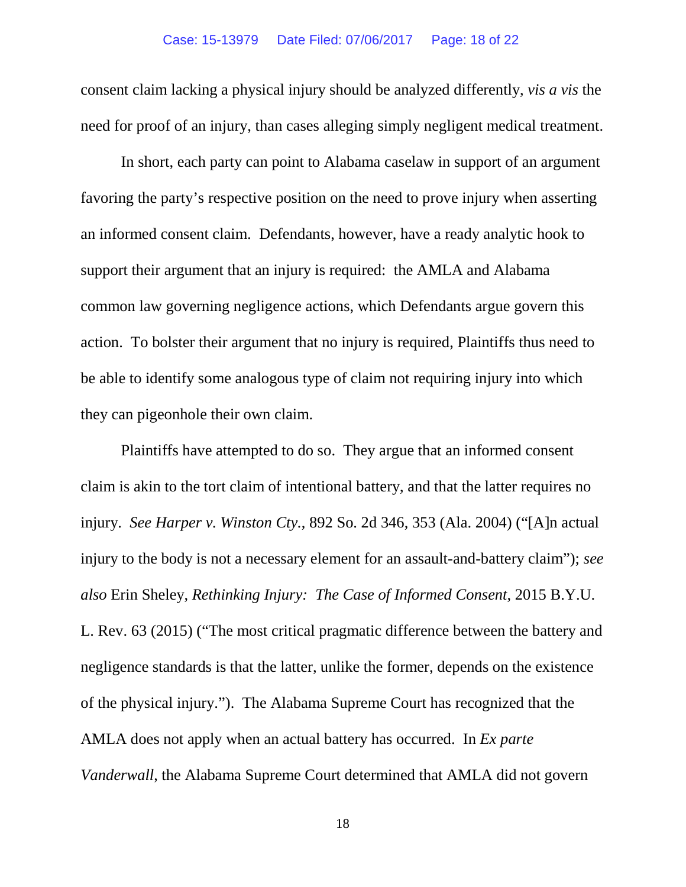consent claim lacking a physical injury should be analyzed differently, *vis a vis* the need for proof of an injury, than cases alleging simply negligent medical treatment.

In short, each party can point to Alabama caselaw in support of an argument favoring the party's respective position on the need to prove injury when asserting an informed consent claim. Defendants, however, have a ready analytic hook to support their argument that an injury is required: the AMLA and Alabama common law governing negligence actions, which Defendants argue govern this action. To bolster their argument that no injury is required, Plaintiffs thus need to be able to identify some analogous type of claim not requiring injury into which they can pigeonhole their own claim.

Plaintiffs have attempted to do so. They argue that an informed consent claim is akin to the tort claim of intentional battery, and that the latter requires no injury. *See Harper v. Winston Cty.*, 892 So. 2d 346, 353 (Ala. 2004) ("[A]n actual injury to the body is not a necessary element for an assault-and-battery claim"); *see also* Erin Sheley, *Rethinking Injury: The Case of Informed Consent*, 2015 B.Y.U. L. Rev. 63 (2015) ("The most critical pragmatic difference between the battery and negligence standards is that the latter, unlike the former, depends on the existence of the physical injury."). The Alabama Supreme Court has recognized that the AMLA does not apply when an actual battery has occurred. In *Ex parte Vanderwall*, the Alabama Supreme Court determined that AMLA did not govern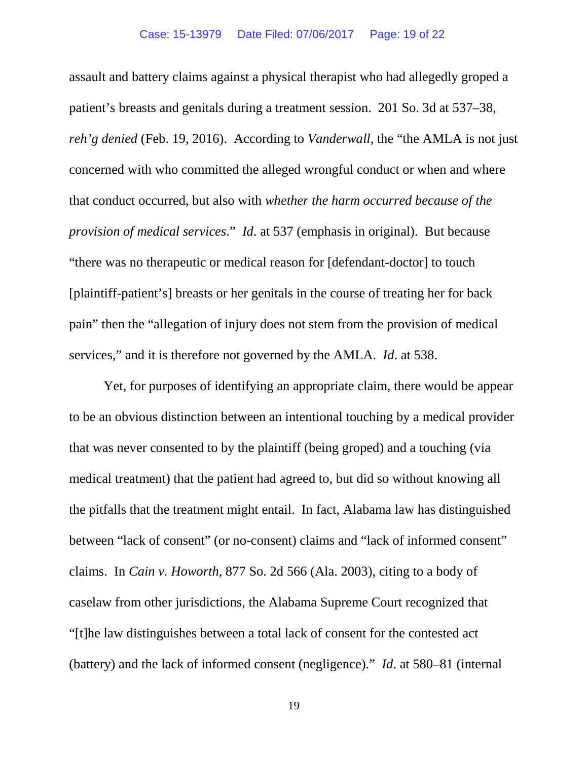assault and battery claims against a physical therapist who had allegedly groped a patient's breasts and genitals during a treatment session. 201 So. 3d at 537–38, *reh'g denied* (Feb. 19, 2016). According to *Vanderwall*, the "the AMLA is not just concerned with who committed the alleged wrongful conduct or when and where that conduct occurred, but also with *whether the harm occurred because of the provision of medical services*." *Id*. at 537 (emphasis in original). But because "there was no therapeutic or medical reason for [defendant-doctor] to touch [plaintiff-patient's] breasts or her genitals in the course of treating her for back pain" then the "allegation of injury does not stem from the provision of medical services," and it is therefore not governed by the AMLA. *Id*. at 538.

Yet, for purposes of identifying an appropriate claim, there would be appear to be an obvious distinction between an intentional touching by a medical provider that was never consented to by the plaintiff (being groped) and a touching (via medical treatment) that the patient had agreed to, but did so without knowing all the pitfalls that the treatment might entail. In fact, Alabama law has distinguished between "lack of consent" (or no-consent) claims and "lack of informed consent" claims. In *Cain v. Howorth*, 877 So. 2d 566 (Ala. 2003), citing to a body of caselaw from other jurisdictions, the Alabama Supreme Court recognized that "[t]he law distinguishes between a total lack of consent for the contested act (battery) and the lack of informed consent (negligence)." *Id*. at 580–81 (internal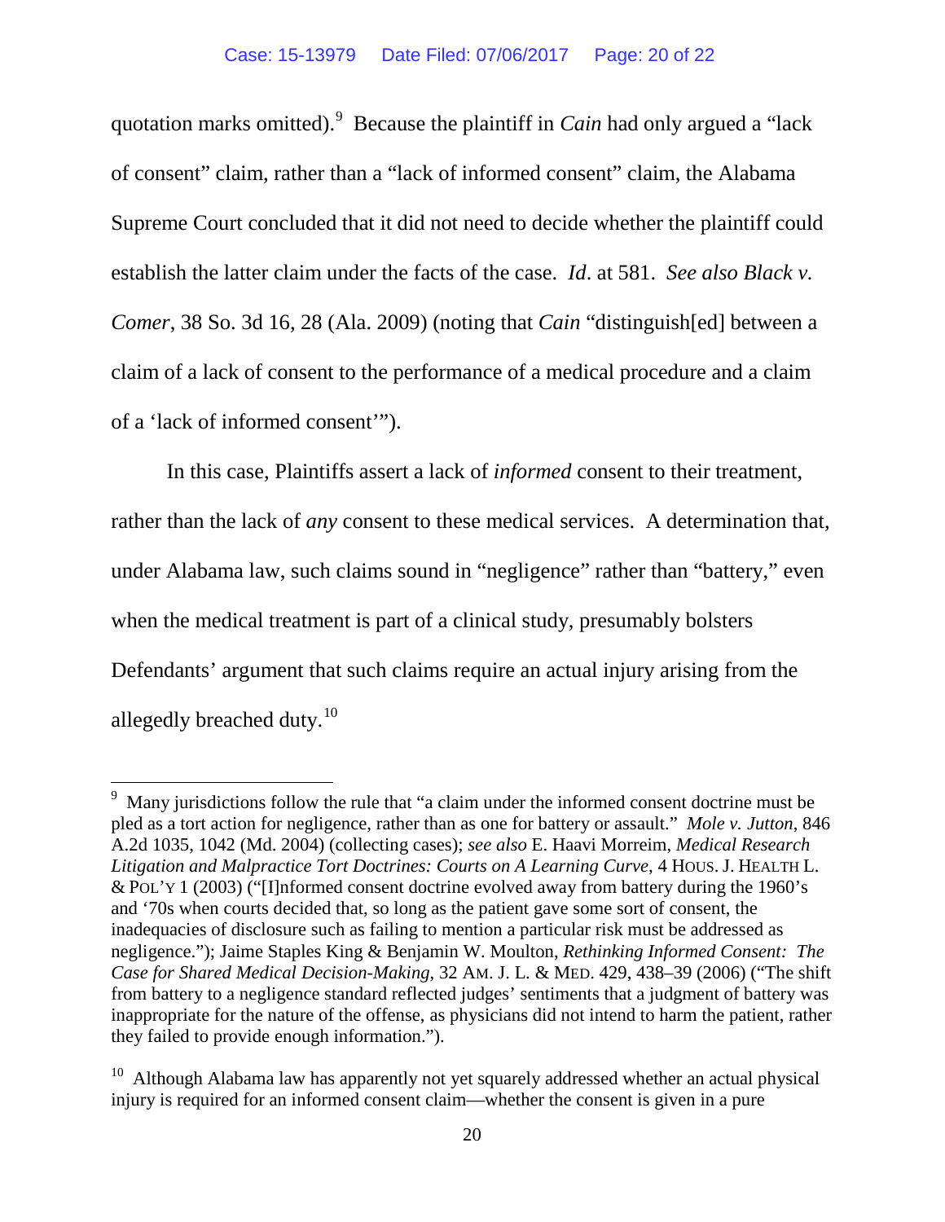quotation marks omitted).[9] Because the plaintiff in *Cain* had only argued a "lack of consent" claim, rather than a "lack of informed consent" claim, the Alabama Supreme Court concluded that it did not need to decide whether the plaintiff could establish the latter claim under the facts of the case. *Id*. at 581. *See also Black v. Comer*, 38 So. 3d 16, 28 (Ala. 2009) (noting that *Cain* "distinguish[ed] between a claim of a lack of consent to the performance of a medical procedure and a claim of a 'lack of informed consent'").

In this case, Plaintiffs assert a lack of *informed* consent to their treatment, rather than the lack of *any* consent to these medical services. A determination that, under Alabama law, such claims sound in "negligence" rather than "battery," even when the medical treatment is part of a clinical study, presumably bolsters Defendants' argument that such claims require an actual injury arising from the allegedly breached duty.[10]

---

[9] Many jurisdictions follow the rule that "a claim under the informed consent doctrine must be pled as a tort action for negligence, rather than as one for battery or assault." *Mole v. Jutton*, 846 A.2d 1035, 1042 (Md. 2004) (collecting cases); *see also* E. Haavi Morreim, *Medical Research Litigation and Malpractice Tort Doctrines: Courts on A Learning Curve*, 4 HOUS. J. HEALTH L. & POL'Y 1 (2003) ("[I]nformed consent doctrine evolved away from battery during the 1960's and '70s when courts decided that, so long as the patient gave some sort of consent, the inadequacies of disclosure such as failing to mention a particular risk must be addressed as negligence."); Jaime Staples King & Benjamin W. Moulton, *Rethinking Informed Consent: The Case for Shared Medical Decision-Making*, 32 AM. J. L. & MED. 429, 438–39 (2006) ("The shift from battery to a negligence standard reflected judges' sentiments that a judgment of battery was inappropriate for the nature of the offense, as physicians did not intend to harm the patient, rather they failed to provide enough information.").

[10] Although Alabama law has apparently not yet squarely addressed whether an actual physical injury is required for an informed consent claim—whether the consent is given in a pure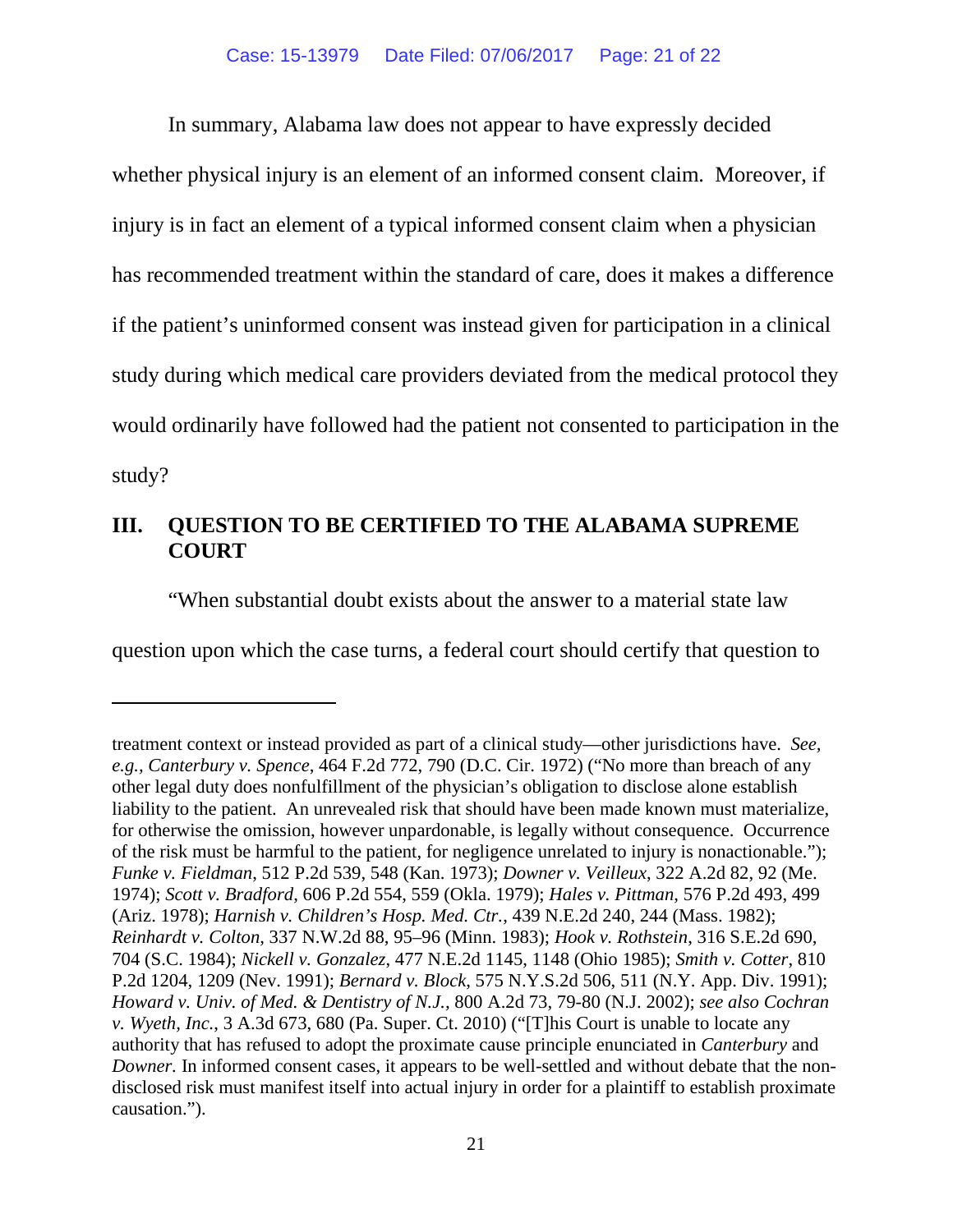In summary, Alabama law does not appear to have expressly decided whether physical injury is an element of an informed consent claim. Moreover, if injury is in fact an element of a typical informed consent claim when a physician has recommended treatment within the standard of care, does it makes a difference if the patient's uninformed consent was instead given for participation in a clinical study during which medical care providers deviated from the medical protocol they would ordinarily have followed had the patient not consented to participation in the study?

## III. QUESTION TO BE CERTIFIED TO THE ALABAMA SUPREME COURT

"When substantial doubt exists about the answer to a material state law question upon which the case turns, a federal court should certify that question to

---

treatment context or instead provided as part of a clinical study—other jurisdictions have. *See, e.g.*, *Canterbury v. Spence*, 464 F.2d 772, 790 (D.C. Cir. 1972) ("No more than breach of any other legal duty does nonfulfillment of the physician's obligation to disclose alone establish liability to the patient. An unrevealed risk that should have been made known must materialize, for otherwise the omission, however unpardonable, is legally without consequence. Occurrence of the risk must be harmful to the patient, for negligence unrelated to injury is nonactionable."); *Funke v. Fieldman*, 512 P.2d 539, 548 (Kan. 1973); *Downer v. Veilleux*, 322 A.2d 82, 92 (Me. 1974); *Scott v. Bradford*, 606 P.2d 554, 559 (Okla. 1979); *Hales v. Pittman*, 576 P.2d 493, 499 (Ariz. 1978); *Harnish v. Children's Hosp. Med. Ctr.*, 439 N.E.2d 240, 244 (Mass. 1982); *Reinhardt v. Colton*, 337 N.W.2d 88, 95–96 (Minn. 1983); *Hook v. Rothstein*, 316 S.E.2d 690, 704 (S.C. 1984); *Nickell v. Gonzalez*, 477 N.E.2d 1145, 1148 (Ohio 1985); *Smith v. Cotter*, 810 P.2d 1204, 1209 (Nev. 1991); *Bernard v. Block*, 575 N.Y.S.2d 506, 511 (N.Y. App. Div. 1991); *Howard v. Univ. of Med. & Dentistry of N.J.*, 800 A.2d 73, 79-80 (N.J. 2002); *see also Cochran v. Wyeth, Inc.*, 3 A.3d 673, 680 (Pa. Super. Ct. 2010) ("[T]his Court is unable to locate any authority that has refused to adopt the proximate cause principle enunciated in *Canterbury* and *Downer*. In informed consent cases, it appears to be well-settled and without debate that the non-disclosed risk must manifest itself into actual injury in order for a plaintiff to establish proximate causation.").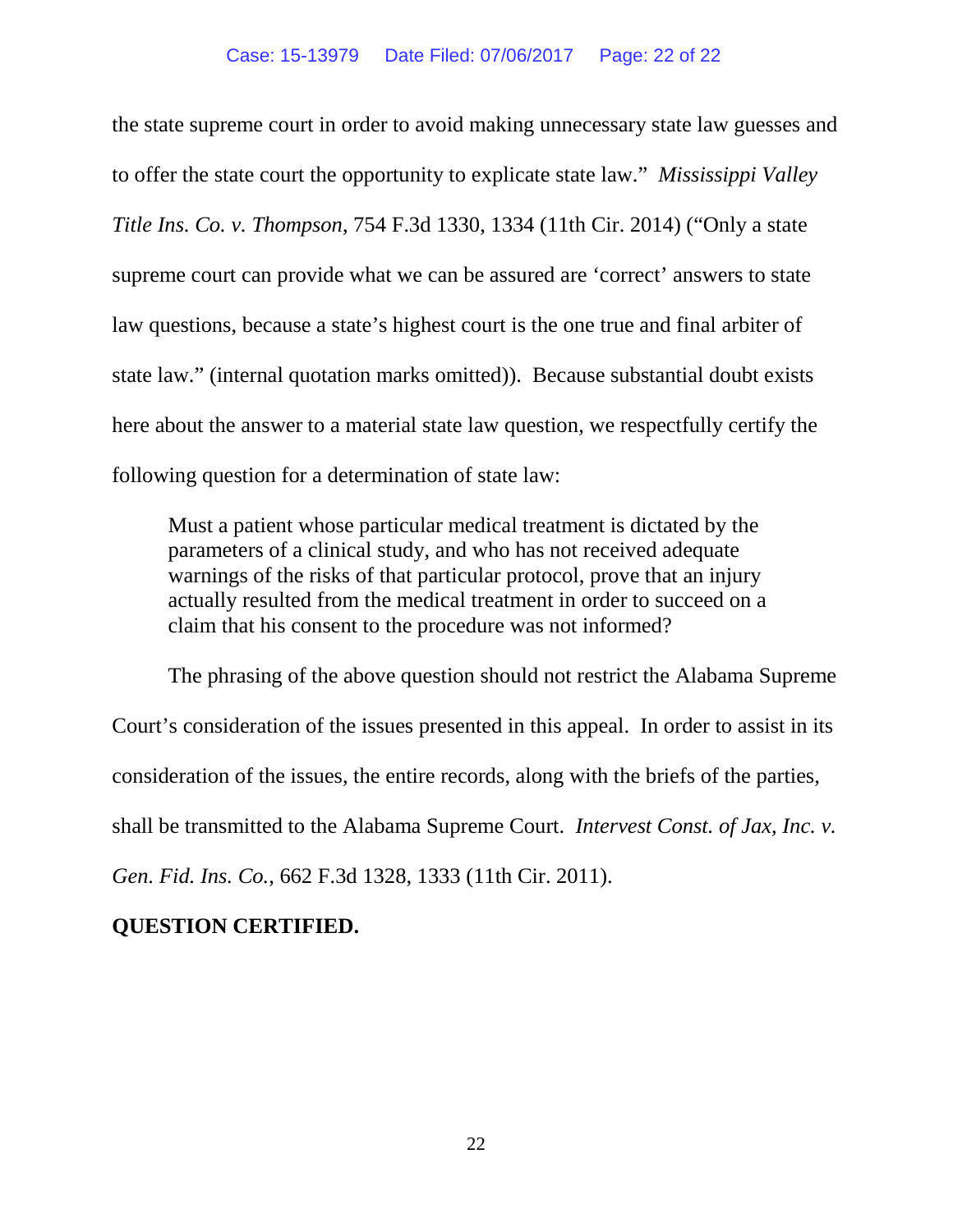the state supreme court in order to avoid making unnecessary state law guesses and to offer the state court the opportunity to explicate state law." *Mississippi Valley Title Ins. Co. v. Thompson*, 754 F.3d 1330, 1334 (11th Cir. 2014) ("Only a state supreme court can provide what we can be assured are 'correct' answers to state law questions, because a state's highest court is the one true and final arbiter of state law." (internal quotation marks omitted)). Because substantial doubt exists here about the answer to a material state law question, we respectfully certify the following question for a determination of state law:

> Must a patient whose particular medical treatment is dictated by the parameters of a clinical study, and who has not received adequate warnings of the risks of that particular protocol, prove that an injury actually resulted from the medical treatment in order to succeed on a claim that his consent to the procedure was not informed?

The phrasing of the above question should not restrict the Alabama Supreme Court's consideration of the issues presented in this appeal. In order to assist in its consideration of the issues, the entire records, along with the briefs of the parties, shall be transmitted to the Alabama Supreme Court. *Intervest Const. of Jax, Inc. v. Gen. Fid. Ins. Co.*, 662 F.3d 1328, 1333 (11th Cir. 2011).

**QUESTION CERTIFIED.**